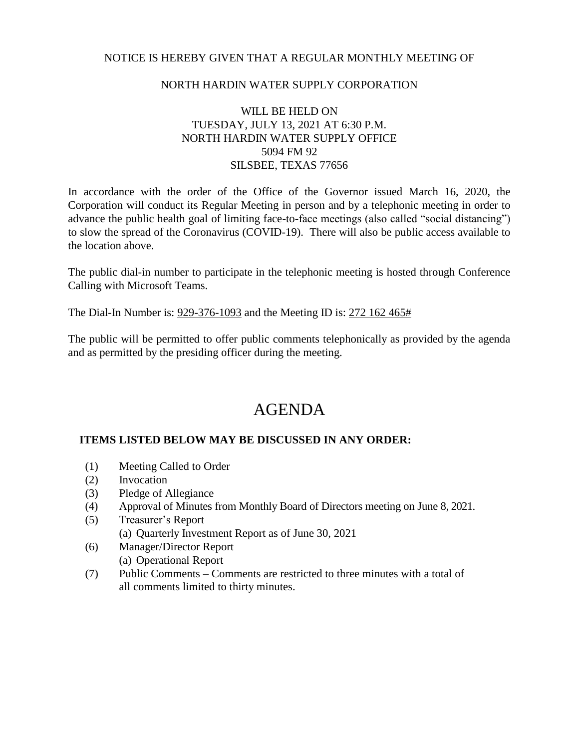NOTICE IS HEREBY GIVEN THAT A REGULAR MONTHLY MEETING OF

NORTH HARDIN WATER SUPPLY CORPORATION

WILL BE HELD ON
TUESDAY, JULY 13, 2021 AT 6:30 P.M.
NORTH HARDIN WATER SUPPLY OFFICE
5094 FM 92
SILSBEE, TEXAS 77656

In accordance with the order of the Office of the Governor issued March 16, 2020, the Corporation will conduct its Regular Meeting in person and by a telephonic meeting in order to advance the public health goal of limiting face-to-face meetings (also called "social distancing") to slow the spread of the Coronavirus (COVID-19). There will also be public access available to the location above.

The public dial-in number to participate in the telephonic meeting is hosted through Conference Calling with Microsoft Teams.

The Dial-In Number is: 929-376-1093 and the Meeting ID is: 272 162 465#

The public will be permitted to offer public comments telephonically as provided by the agenda and as permitted by the presiding officer during the meeting.

# AGENDA

**ITEMS LISTED BELOW MAY BE DISCUSSED IN ANY ORDER:**

(1) Meeting Called to Order
(2) Invocation
(3) Pledge of Allegiance
(4) Approval of Minutes from Monthly Board of Directors meeting on June 8, 2021.
(5) Treasurer's Report
  (a) Quarterly Investment Report as of June 30, 2021
(6) Manager/Director Report
  (a) Operational Report
(7) Public Comments – Comments are restricted to three minutes with a total of all comments limited to thirty minutes.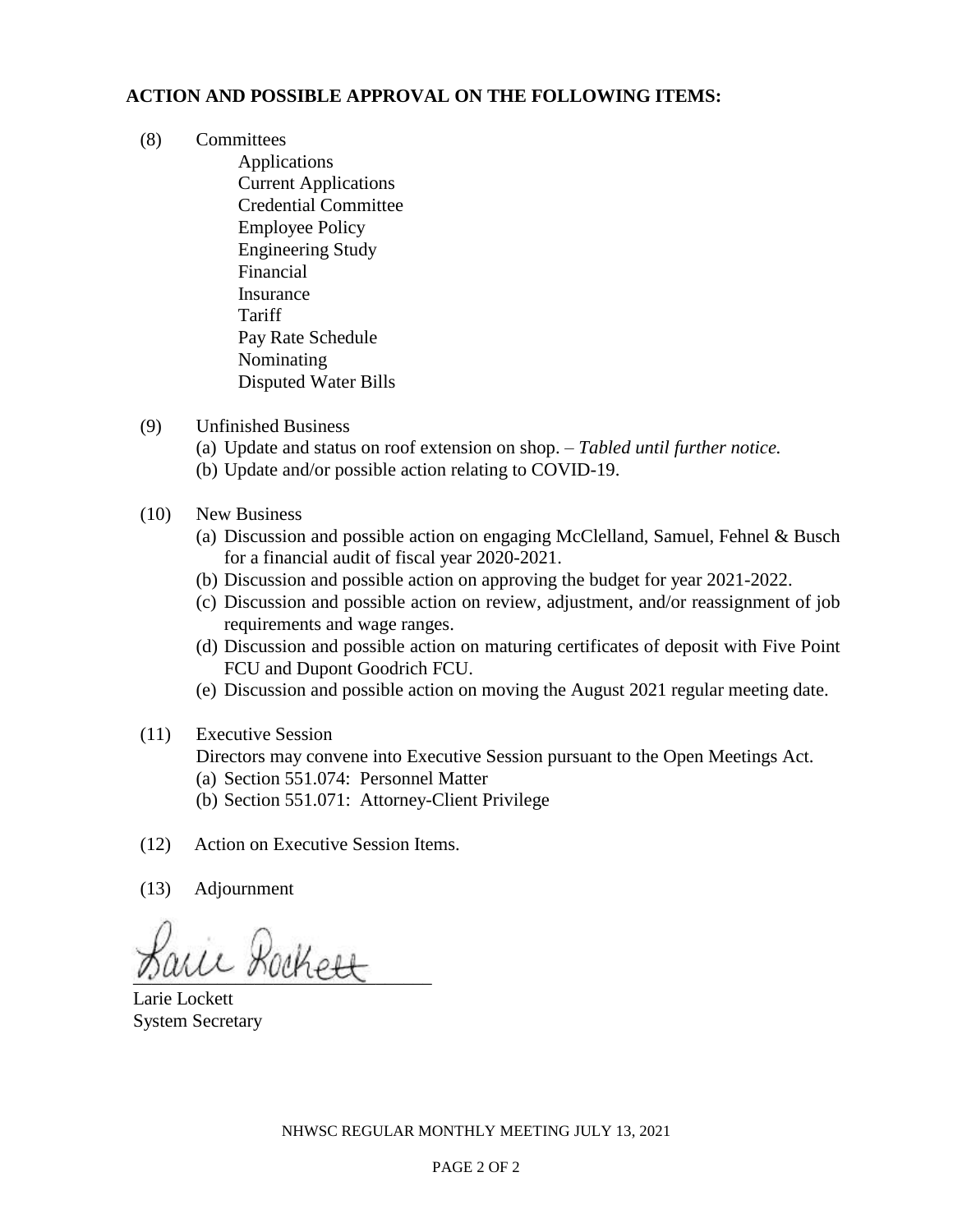**ACTION AND POSSIBLE APPROVAL ON THE FOLLOWING ITEMS:**

(8) Committees

- Applications
- Current Applications
- Credential Committee
- Employee Policy
- Engineering Study
- Financial
- Insurance
- Tariff
- Pay Rate Schedule
- Nominating
- Disputed Water Bills

(9) Unfinished Business

- (a) Update and status on roof extension on shop. – *Tabled until further notice.*
- (b) Update and/or possible action relating to COVID-19.

(10) New Business

- (a) Discussion and possible action on engaging McClelland, Samuel, Fehnel & Busch for a financial audit of fiscal year 2020-2021.
- (b) Discussion and possible action on approving the budget for year 2021-2022.
- (c) Discussion and possible action on review, adjustment, and/or reassignment of job requirements and wage ranges.
- (d) Discussion and possible action on maturing certificates of deposit with Five Point FCU and Dupont Goodrich FCU.
- (e) Discussion and possible action on moving the August 2021 regular meeting date.

(11) Executive Session

Directors may convene into Executive Session pursuant to the Open Meetings Act.

- (a) Section 551.074: Personnel Matter
- (b) Section 551.071: Attorney-Client Privilege

(12) Action on Executive Session Items.

(13) Adjournment

Larie Lockett
System Secretary

NHWSC REGULAR MONTHLY MEETING JULY 13, 2021